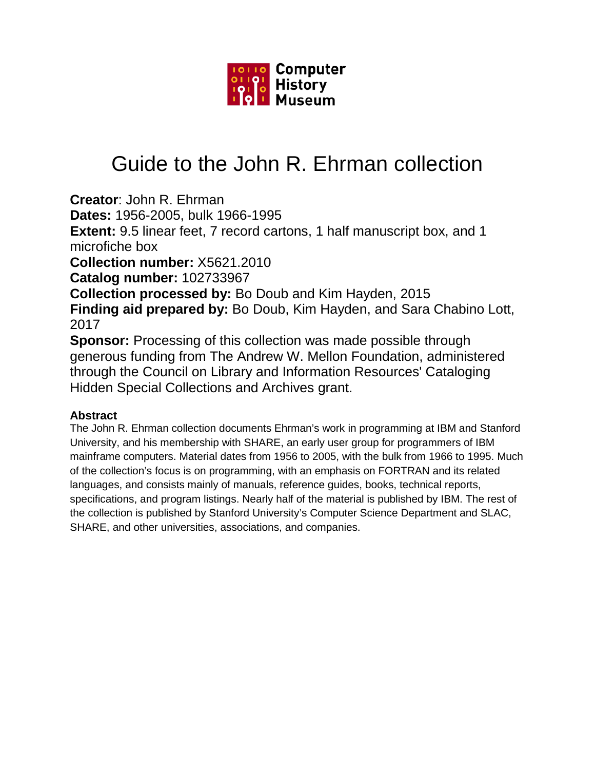Computer History Museum

# Guide to the John R. Ehrman collection

**Creator**: John R. Ehrman
**Dates:** 1956-2005, bulk 1966-1995
**Extent:** 9.5 linear feet, 7 record cartons, 1 half manuscript box, and 1 microfiche box
**Collection number:** X5621.2010
**Catalog number:** 102733967
**Collection processed by:** Bo Doub and Kim Hayden, 2015
**Finding aid prepared by:** Bo Doub, Kim Hayden, and Sara Chabino Lott, 2017
**Sponsor:** Processing of this collection was made possible through generous funding from The Andrew W. Mellon Foundation, administered through the Council on Library and Information Resources' Cataloging Hidden Special Collections and Archives grant.

### Abstract

The John R. Ehrman collection documents Ehrman's work in programming at IBM and Stanford University, and his membership with SHARE, an early user group for programmers of IBM mainframe computers. Material dates from 1956 to 2005, with the bulk from 1966 to 1995. Much of the collection's focus is on programming, with an emphasis on FORTRAN and its related languages, and consists mainly of manuals, reference guides, books, technical reports, specifications, and program listings. Nearly half of the material is published by IBM. The rest of the collection is published by Stanford University's Computer Science Department and SLAC, SHARE, and other universities, associations, and companies.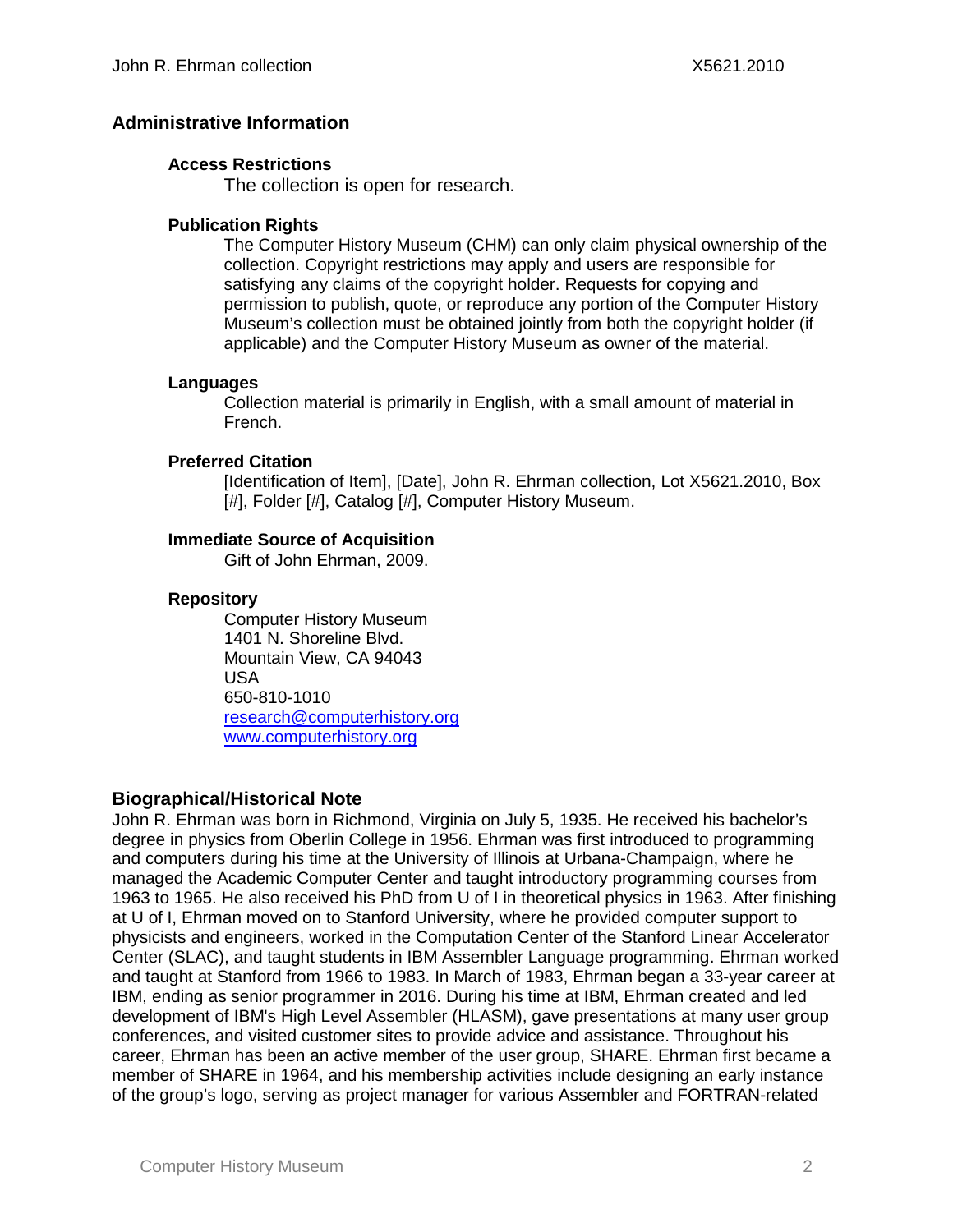## Administrative Information

### Access Restrictions

The collection is open for research.

### Publication Rights

The Computer History Museum (CHM) can only claim physical ownership of the collection. Copyright restrictions may apply and users are responsible for satisfying any claims of the copyright holder. Requests for copying and permission to publish, quote, or reproduce any portion of the Computer History Museum's collection must be obtained jointly from both the copyright holder (if applicable) and the Computer History Museum as owner of the material.

### Languages

Collection material is primarily in English, with a small amount of material in French.

### Preferred Citation

[Identification of Item], [Date], John R. Ehrman collection, Lot X5621.2010, Box [#], Folder [#], Catalog [#], Computer History Museum.

### Immediate Source of Acquisition

Gift of John Ehrman, 2009.

### Repository

Computer History Museum
1401 N. Shoreline Blvd.
Mountain View, CA 94043
USA
650-810-1010
research@computerhistory.org
www.computerhistory.org

## Biographical/Historical Note

John R. Ehrman was born in Richmond, Virginia on July 5, 1935. He received his bachelor's degree in physics from Oberlin College in 1956. Ehrman was first introduced to programming and computers during his time at the University of Illinois at Urbana-Champaign, where he managed the Academic Computer Center and taught introductory programming courses from 1963 to 1965. He also received his PhD from U of I in theoretical physics in 1963. After finishing at U of I, Ehrman moved on to Stanford University, where he provided computer support to physicists and engineers, worked in the Computation Center of the Stanford Linear Accelerator Center (SLAC), and taught students in IBM Assembler Language programming. Ehrman worked and taught at Stanford from 1966 to 1983. In March of 1983, Ehrman began a 33-year career at IBM, ending as senior programmer in 2016. During his time at IBM, Ehrman created and led development of IBM's High Level Assembler (HLASM), gave presentations at many user group conferences, and visited customer sites to provide advice and assistance. Throughout his career, Ehrman has been an active member of the user group, SHARE. Ehrman first became a member of SHARE in 1964, and his membership activities include designing an early instance of the group's logo, serving as project manager for various Assembler and FORTRAN-related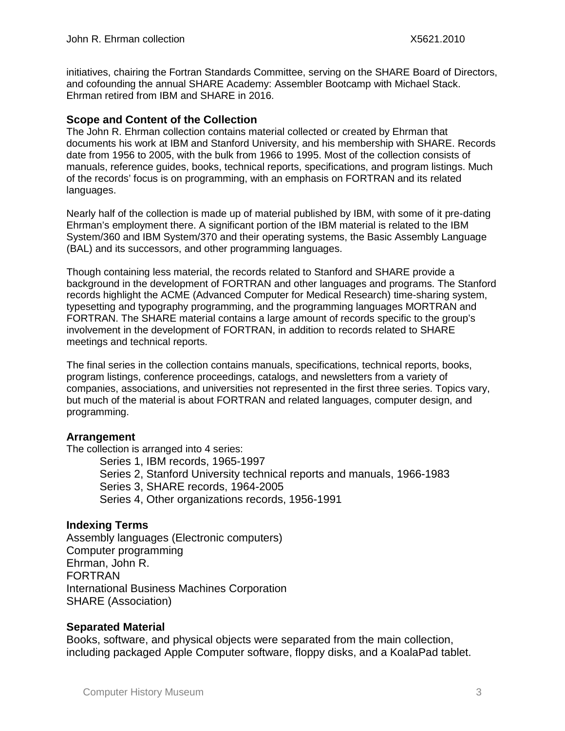initiatives, chairing the Fortran Standards Committee, serving on the SHARE Board of Directors, and cofounding the annual SHARE Academy: Assembler Bootcamp with Michael Stack. Ehrman retired from IBM and SHARE in 2016.

### Scope and Content of the Collection

The John R. Ehrman collection contains material collected or created by Ehrman that documents his work at IBM and Stanford University, and his membership with SHARE. Records date from 1956 to 2005, with the bulk from 1966 to 1995. Most of the collection consists of manuals, reference guides, books, technical reports, specifications, and program listings. Much of the records' focus is on programming, with an emphasis on FORTRAN and its related languages.

Nearly half of the collection is made up of material published by IBM, with some of it pre-dating Ehrman's employment there. A significant portion of the IBM material is related to the IBM System/360 and IBM System/370 and their operating systems, the Basic Assembly Language (BAL) and its successors, and other programming languages.

Though containing less material, the records related to Stanford and SHARE provide a background in the development of FORTRAN and other languages and programs. The Stanford records highlight the ACME (Advanced Computer for Medical Research) time-sharing system, typesetting and typography programming, and the programming languages MORTRAN and FORTRAN. The SHARE material contains a large amount of records specific to the group's involvement in the development of FORTRAN, in addition to records related to SHARE meetings and technical reports.

The final series in the collection contains manuals, specifications, technical reports, books, program listings, conference proceedings, catalogs, and newsletters from a variety of companies, associations, and universities not represented in the first three series. Topics vary, but much of the material is about FORTRAN and related languages, computer design, and programming.

### Arrangement

The collection is arranged into 4 series:

- Series 1, IBM records, 1965-1997
- Series 2, Stanford University technical reports and manuals, 1966-1983
- Series 3, SHARE records, 1964-2005
- Series 4, Other organizations records, 1956-1991

### Indexing Terms

Assembly languages (Electronic computers)
Computer programming
Ehrman, John R.
FORTRAN
International Business Machines Corporation
SHARE (Association)

### Separated Material

Books, software, and physical objects were separated from the main collection, including packaged Apple Computer software, floppy disks, and a KoalaPad tablet.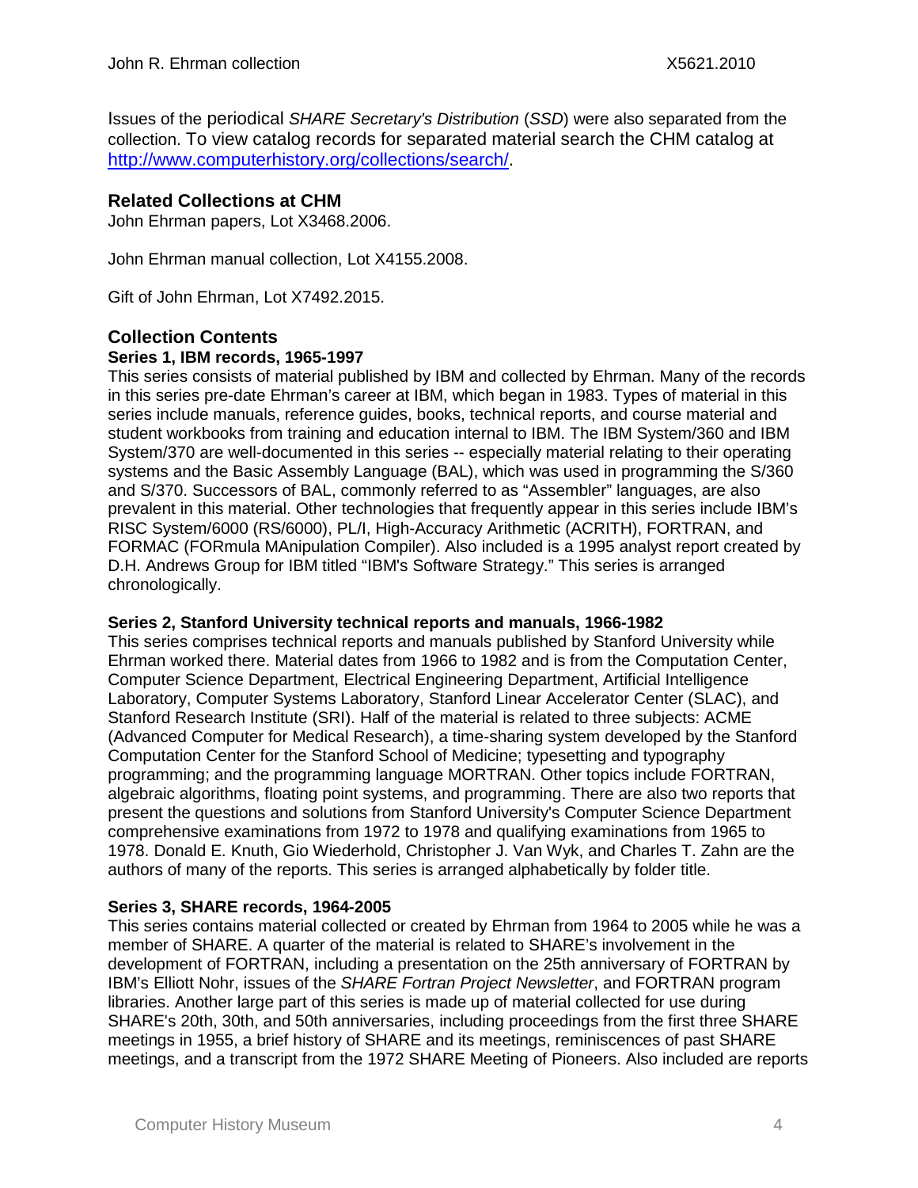Issues of the periodical *SHARE Secretary's Distribution* (*SSD*) were also separated from the collection. To view catalog records for separated material search the CHM catalog at http://www.computerhistory.org/collections/search/.

## Related Collections at CHM

John Ehrman papers, Lot X3468.2006.

John Ehrman manual collection, Lot X4155.2008.

Gift of John Ehrman, Lot X7492.2015.

## Collection Contents

### Series 1, IBM records, 1965-1997

This series consists of material published by IBM and collected by Ehrman. Many of the records in this series pre-date Ehrman's career at IBM, which began in 1983. Types of material in this series include manuals, reference guides, books, technical reports, and course material and student workbooks from training and education internal to IBM. The IBM System/360 and IBM System/370 are well-documented in this series -- especially material relating to their operating systems and the Basic Assembly Language (BAL), which was used in programming the S/360 and S/370. Successors of BAL, commonly referred to as "Assembler" languages, are also prevalent in this material. Other technologies that frequently appear in this series include IBM's RISC System/6000 (RS/6000), PL/I, High-Accuracy Arithmetic (ACRITH), FORTRAN, and FORMAC (FORmula MAnipulation Compiler). Also included is a 1995 analyst report created by D.H. Andrews Group for IBM titled "IBM's Software Strategy." This series is arranged chronologically.

### Series 2, Stanford University technical reports and manuals, 1966-1982

This series comprises technical reports and manuals published by Stanford University while Ehrman worked there. Material dates from 1966 to 1982 and is from the Computation Center, Computer Science Department, Electrical Engineering Department, Artificial Intelligence Laboratory, Computer Systems Laboratory, Stanford Linear Accelerator Center (SLAC), and Stanford Research Institute (SRI). Half of the material is related to three subjects: ACME (Advanced Computer for Medical Research), a time-sharing system developed by the Stanford Computation Center for the Stanford School of Medicine; typesetting and typography programming; and the programming language MORTRAN. Other topics include FORTRAN, algebraic algorithms, floating point systems, and programming. There are also two reports that present the questions and solutions from Stanford University's Computer Science Department comprehensive examinations from 1972 to 1978 and qualifying examinations from 1965 to 1978. Donald E. Knuth, Gio Wiederhold, Christopher J. Van Wyk, and Charles T. Zahn are the authors of many of the reports. This series is arranged alphabetically by folder title.

### Series 3, SHARE records, 1964-2005

This series contains material collected or created by Ehrman from 1964 to 2005 while he was a member of SHARE. A quarter of the material is related to SHARE's involvement in the development of FORTRAN, including a presentation on the 25th anniversary of FORTRAN by IBM's Elliott Nohr, issues of the *SHARE Fortran Project Newsletter*, and FORTRAN program libraries. Another large part of this series is made up of material collected for use during SHARE's 20th, 30th, and 50th anniversaries, including proceedings from the first three SHARE meetings in 1955, a brief history of SHARE and its meetings, reminiscences of past SHARE meetings, and a transcript from the 1972 SHARE Meeting of Pioneers. Also included are reports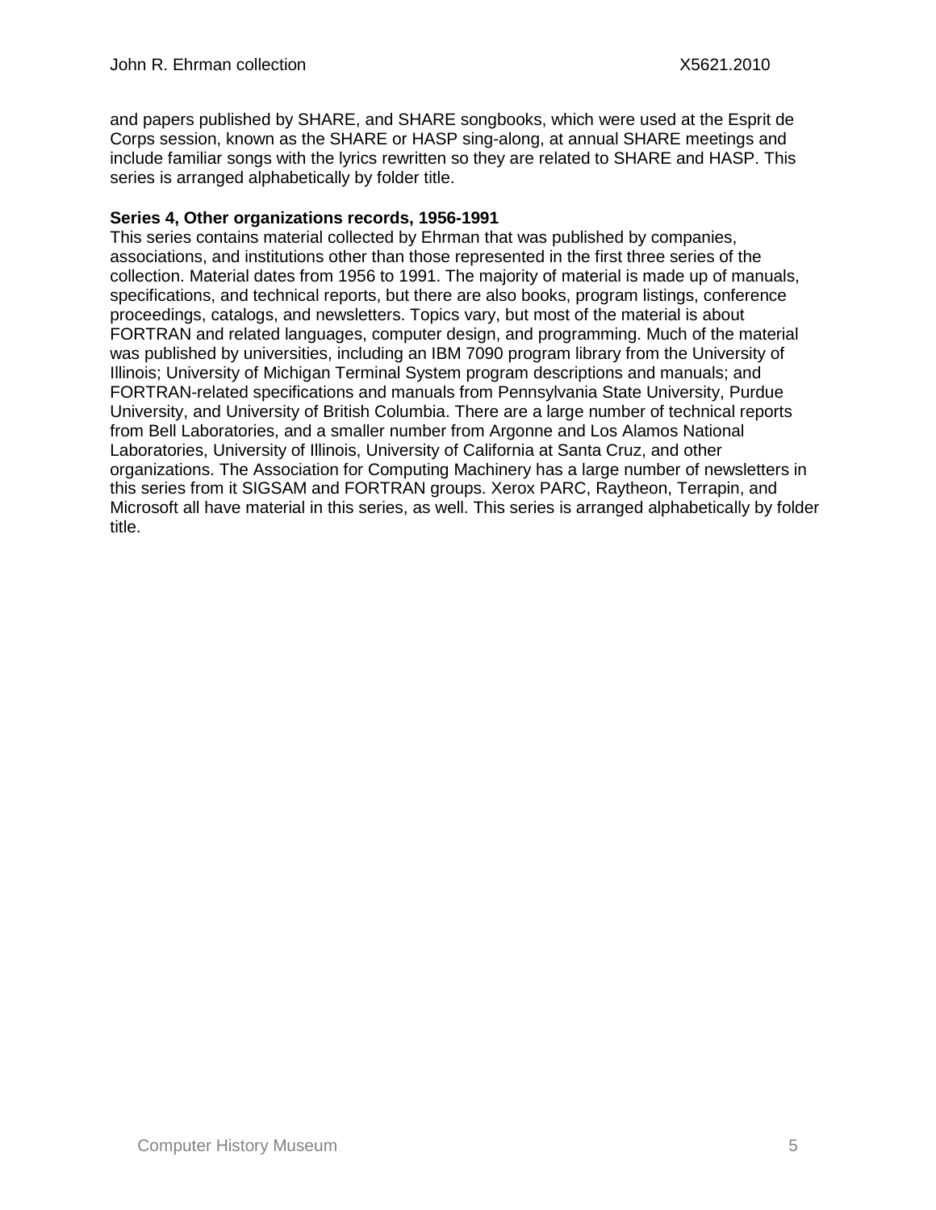and papers published by SHARE, and SHARE songbooks, which were used at the Esprit de Corps session, known as the SHARE or HASP sing-along, at annual SHARE meetings and include familiar songs with the lyrics rewritten so they are related to SHARE and HASP. This series is arranged alphabetically by folder title.

**Series 4, Other organizations records, 1956-1991**

This series contains material collected by Ehrman that was published by companies, associations, and institutions other than those represented in the first three series of the collection. Material dates from 1956 to 1991. The majority of material is made up of manuals, specifications, and technical reports, but there are also books, program listings, conference proceedings, catalogs, and newsletters. Topics vary, but most of the material is about FORTRAN and related languages, computer design, and programming. Much of the material was published by universities, including an IBM 7090 program library from the University of Illinois; University of Michigan Terminal System program descriptions and manuals; and FORTRAN-related specifications and manuals from Pennsylvania State University, Purdue University, and University of British Columbia. There are a large number of technical reports from Bell Laboratories, and a smaller number from Argonne and Los Alamos National Laboratories, University of Illinois, University of California at Santa Cruz, and other organizations. The Association for Computing Machinery has a large number of newsletters in this series from it SIGSAM and FORTRAN groups. Xerox PARC, Raytheon, Terrapin, and Microsoft all have material in this series, as well. This series is arranged alphabetically by folder title.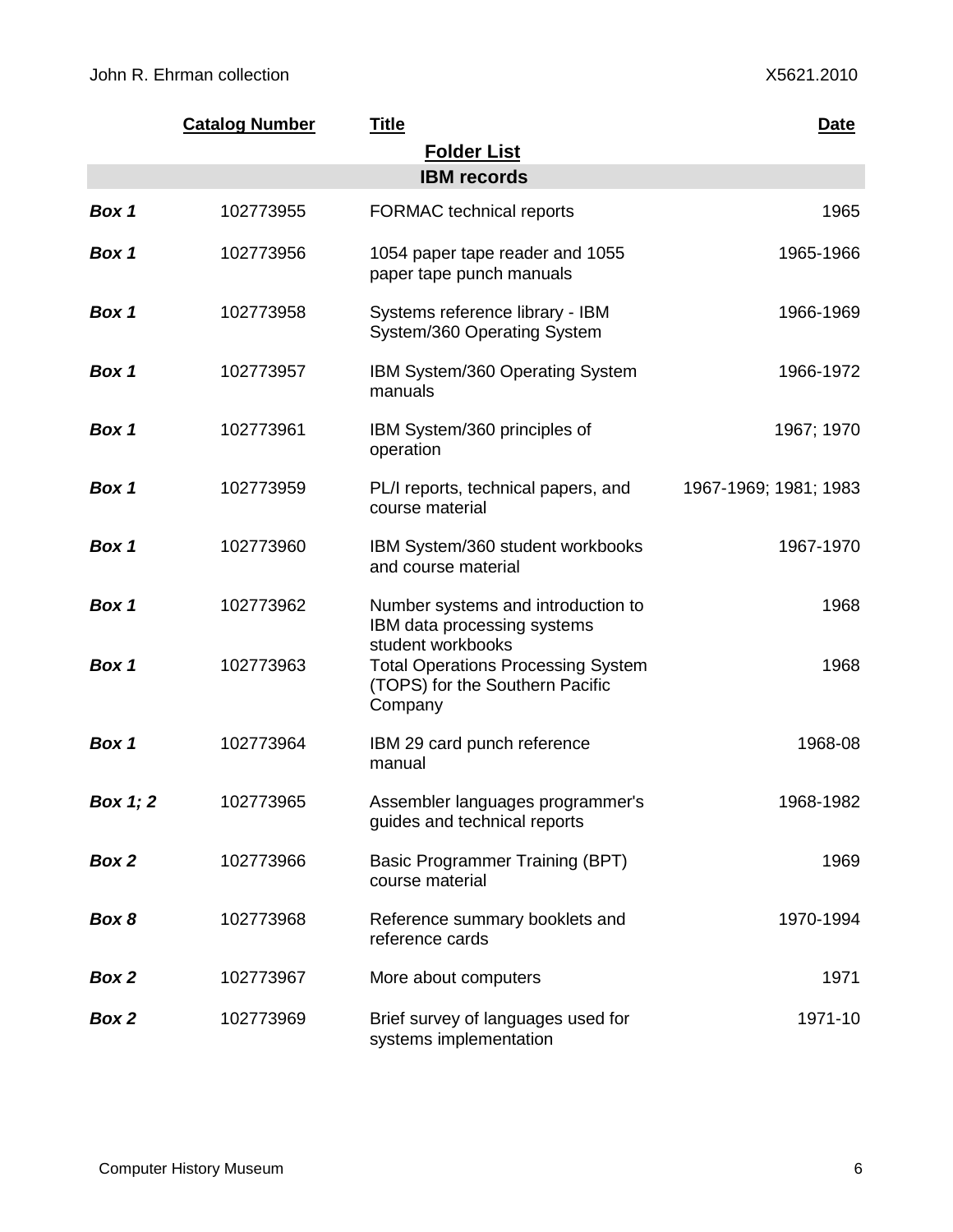| | Catalog Number | Title | Date |
|---|---|---|---|

## Folder List

### IBM records

| | Catalog Number | Title | Date |
|---|---|---|---|
| ***Box 1*** | 102773955 | FORMAC technical reports | 1965 |
| ***Box 1*** | 102773956 | 1054 paper tape reader and 1055 paper tape punch manuals | 1965-1966 |
| ***Box 1*** | 102773958 | Systems reference library - IBM System/360 Operating System | 1966-1969 |
| ***Box 1*** | 102773957 | IBM System/360 Operating System manuals | 1966-1972 |
| ***Box 1*** | 102773961 | IBM System/360 principles of operation | 1967; 1970 |
| ***Box 1*** | 102773959 | PL/I reports, technical papers, and course material | 1967-1969; 1981; 1983 |
| ***Box 1*** | 102773960 | IBM System/360 student workbooks and course material | 1967-1970 |
| ***Box 1*** | 102773962 | Number systems and introduction to IBM data processing systems student workbooks | 1968 |
| ***Box 1*** | 102773963 | Total Operations Processing System (TOPS) for the Southern Pacific Company | 1968 |
| ***Box 1*** | 102773964 | IBM 29 card punch reference manual | 1968-08 |
| ***Box 1; 2*** | 102773965 | Assembler languages programmer's guides and technical reports | 1968-1982 |
| ***Box 2*** | 102773966 | Basic Programmer Training (BPT) course material | 1969 |
| ***Box 8*** | 102773968 | Reference summary booklets and reference cards | 1970-1994 |
| ***Box 2*** | 102773967 | More about computers | 1971 |
| ***Box 2*** | 102773969 | Brief survey of languages used for systems implementation | 1971-10 |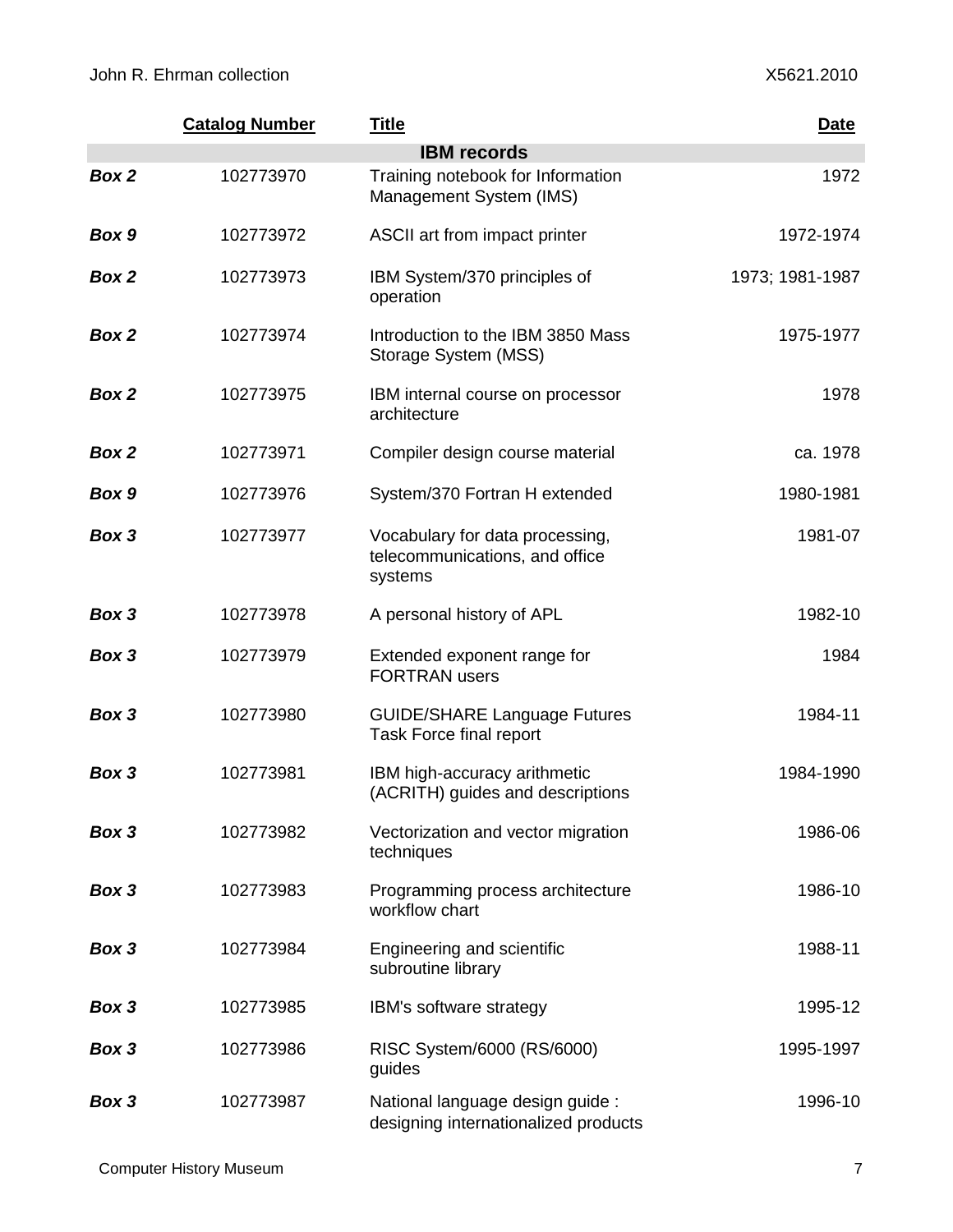| | Catalog Number | Title | Date |
|---|---|---|---|
| | | **IBM records** | |
| ***Box 2*** | 102773970 | Training notebook for Information Management System (IMS) | 1972 |
| ***Box 9*** | 102773972 | ASCII art from impact printer | 1972-1974 |
| ***Box 2*** | 102773973 | IBM System/370 principles of operation | 1973; 1981-1987 |
| ***Box 2*** | 102773974 | Introduction to the IBM 3850 Mass Storage System (MSS) | 1975-1977 |
| ***Box 2*** | 102773975 | IBM internal course on processor architecture | 1978 |
| ***Box 2*** | 102773971 | Compiler design course material | ca. 1978 |
| ***Box 9*** | 102773976 | System/370 Fortran H extended | 1980-1981 |
| ***Box 3*** | 102773977 | Vocabulary for data processing, telecommunications, and office systems | 1981-07 |
| ***Box 3*** | 102773978 | A personal history of APL | 1982-10 |
| ***Box 3*** | 102773979 | Extended exponent range for FORTRAN users | 1984 |
| ***Box 3*** | 102773980 | GUIDE/SHARE Language Futures Task Force final report | 1984-11 |
| ***Box 3*** | 102773981 | IBM high-accuracy arithmetic (ACRITH) guides and descriptions | 1984-1990 |
| ***Box 3*** | 102773982 | Vectorization and vector migration techniques | 1986-06 |
| ***Box 3*** | 102773983 | Programming process architecture workflow chart | 1986-10 |
| ***Box 3*** | 102773984 | Engineering and scientific subroutine library | 1988-11 |
| ***Box 3*** | 102773985 | IBM's software strategy | 1995-12 |
| ***Box 3*** | 102773986 | RISC System/6000 (RS/6000) guides | 1995-1997 |
| ***Box 3*** | 102773987 | National language design guide : designing internationalized products | 1996-10 |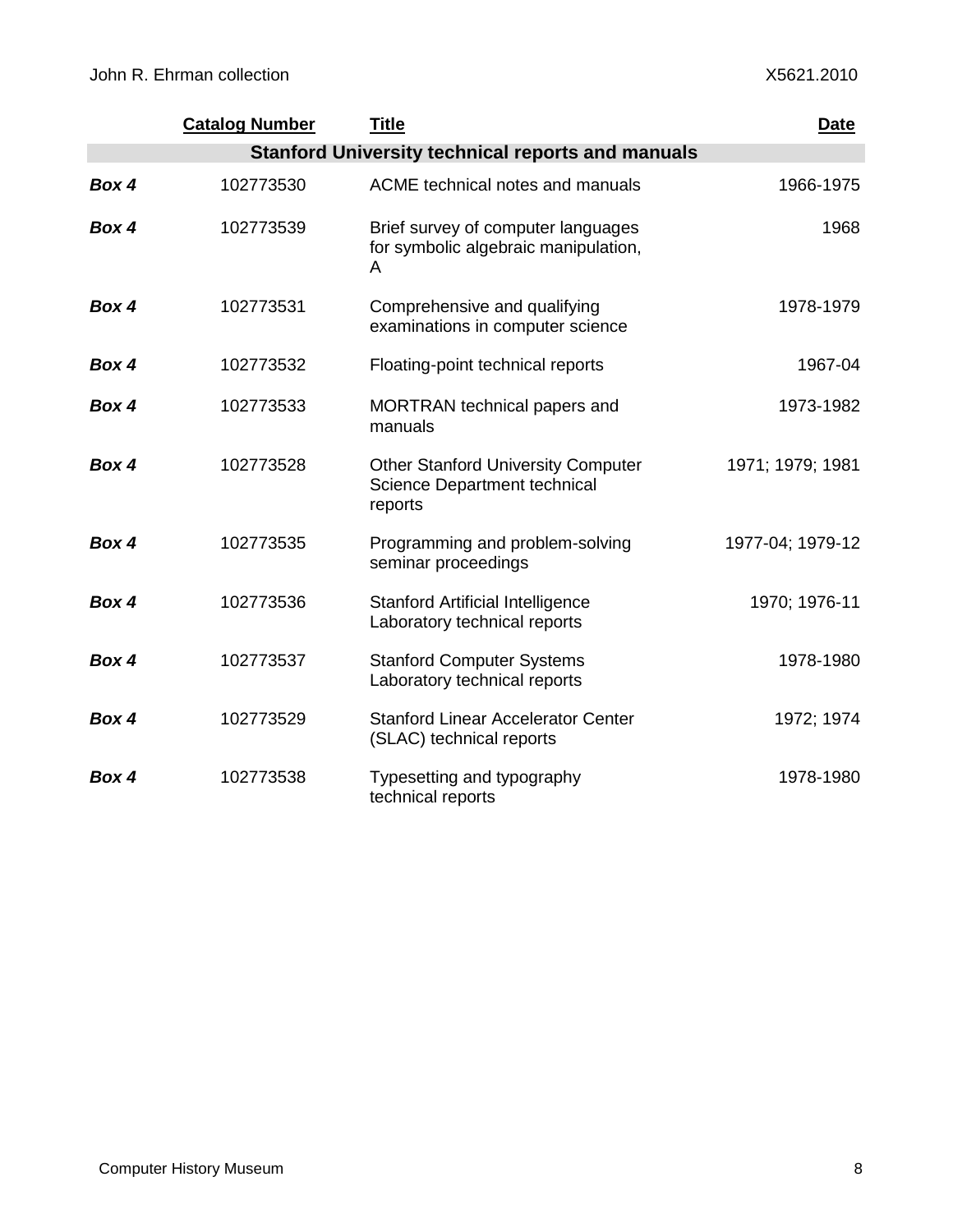| | Catalog Number | Title | Date |
|---|---|---|---|
| | | **Stanford University technical reports and manuals** | |
| ***Box 4*** | 102773530 | ACME technical notes and manuals | 1966-1975 |
| ***Box 4*** | 102773539 | Brief survey of computer languages for symbolic algebraic manipulation, A | 1968 |
| ***Box 4*** | 102773531 | Comprehensive and qualifying examinations in computer science | 1978-1979 |
| ***Box 4*** | 102773532 | Floating-point technical reports | 1967-04 |
| ***Box 4*** | 102773533 | MORTRAN technical papers and manuals | 1973-1982 |
| ***Box 4*** | 102773528 | Other Stanford University Computer Science Department technical reports | 1971; 1979; 1981 |
| ***Box 4*** | 102773535 | Programming and problem-solving seminar proceedings | 1977-04; 1979-12 |
| ***Box 4*** | 102773536 | Stanford Artificial Intelligence Laboratory technical reports | 1970; 1976-11 |
| ***Box 4*** | 102773537 | Stanford Computer Systems Laboratory technical reports | 1978-1980 |
| ***Box 4*** | 102773529 | Stanford Linear Accelerator Center (SLAC) technical reports | 1972; 1974 |
| ***Box 4*** | 102773538 | Typesetting and typography technical reports | 1978-1980 |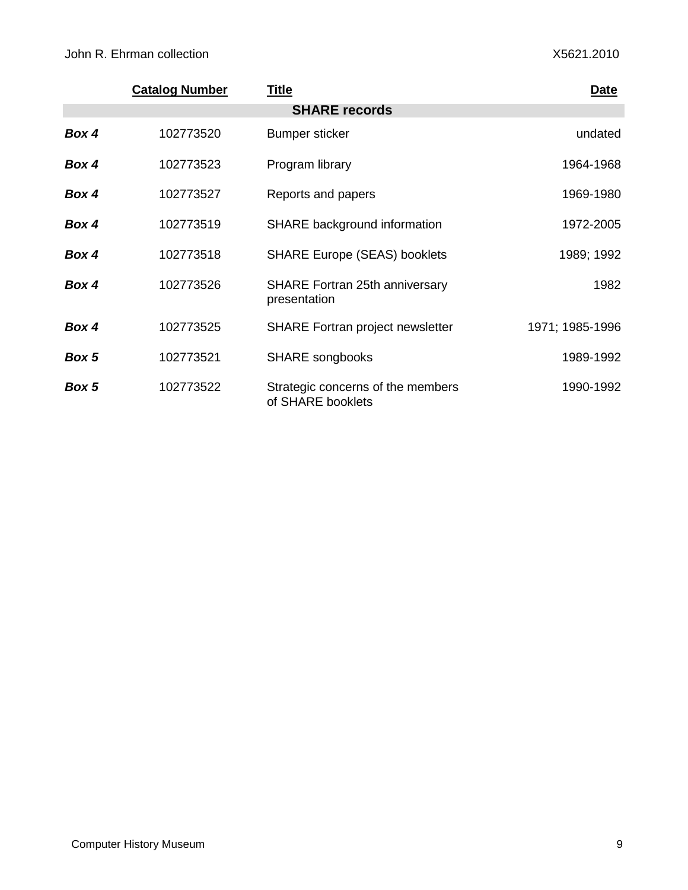| | Catalog Number | Title | Date |
|---|---|---|---|
| | | **SHARE records** | |
| ***Box 4*** | 102773520 | Bumper sticker | undated |
| ***Box 4*** | 102773523 | Program library | 1964-1968 |
| ***Box 4*** | 102773527 | Reports and papers | 1969-1980 |
| ***Box 4*** | 102773519 | SHARE background information | 1972-2005 |
| ***Box 4*** | 102773518 | SHARE Europe (SEAS) booklets | 1989; 1992 |
| ***Box 4*** | 102773526 | SHARE Fortran 25th anniversary presentation | 1982 |
| ***Box 4*** | 102773525 | SHARE Fortran project newsletter | 1971; 1985-1996 |
| ***Box 5*** | 102773521 | SHARE songbooks | 1989-1992 |
| ***Box 5*** | 102773522 | Strategic concerns of the members of SHARE booklets | 1990-1992 |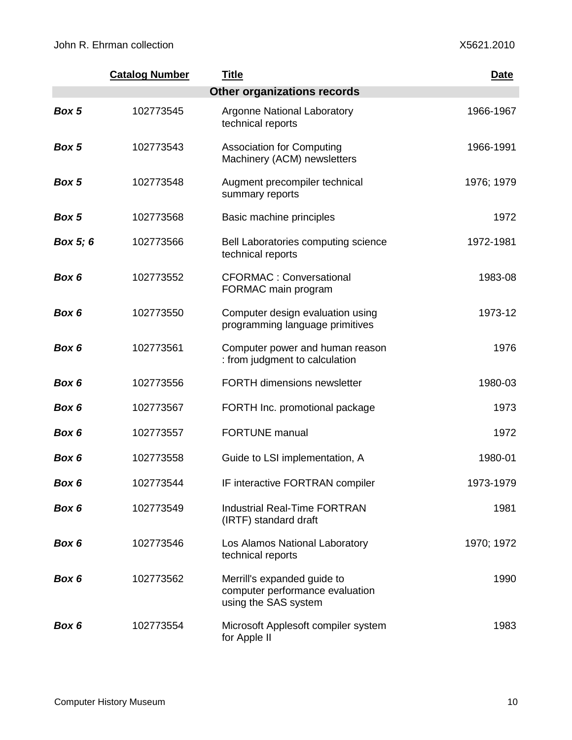| | Catalog Number | Title | Date |
|---|---|---|---|
| **Other organizations records** | | | |
| ***Box 5*** | 102773545 | Argonne National Laboratory technical reports | 1966-1967 |
| ***Box 5*** | 102773543 | Association for Computing Machinery (ACM) newsletters | 1966-1991 |
| ***Box 5*** | 102773548 | Augment precompiler technical summary reports | 1976; 1979 |
| ***Box 5*** | 102773568 | Basic machine principles | 1972 |
| ***Box 5; 6*** | 102773566 | Bell Laboratories computing science technical reports | 1972-1981 |
| ***Box 6*** | 102773552 | CFORMAC : Conversational FORMAC main program | 1983-08 |
| ***Box 6*** | 102773550 | Computer design evaluation using programming language primitives | 1973-12 |
| ***Box 6*** | 102773561 | Computer power and human reason : from judgment to calculation | 1976 |
| ***Box 6*** | 102773556 | FORTH dimensions newsletter | 1980-03 |
| ***Box 6*** | 102773567 | FORTH Inc. promotional package | 1973 |
| ***Box 6*** | 102773557 | FORTUNE manual | 1972 |
| ***Box 6*** | 102773558 | Guide to LSI implementation, A | 1980-01 |
| ***Box 6*** | 102773544 | IF interactive FORTRAN compiler | 1973-1979 |
| ***Box 6*** | 102773549 | Industrial Real-Time FORTRAN (IRTF) standard draft | 1981 |
| ***Box 6*** | 102773546 | Los Alamos National Laboratory technical reports | 1970; 1972 |
| ***Box 6*** | 102773562 | Merrill's expanded guide to computer performance evaluation using the SAS system | 1990 |
| ***Box 6*** | 102773554 | Microsoft Applesoft compiler system for Apple II | 1983 |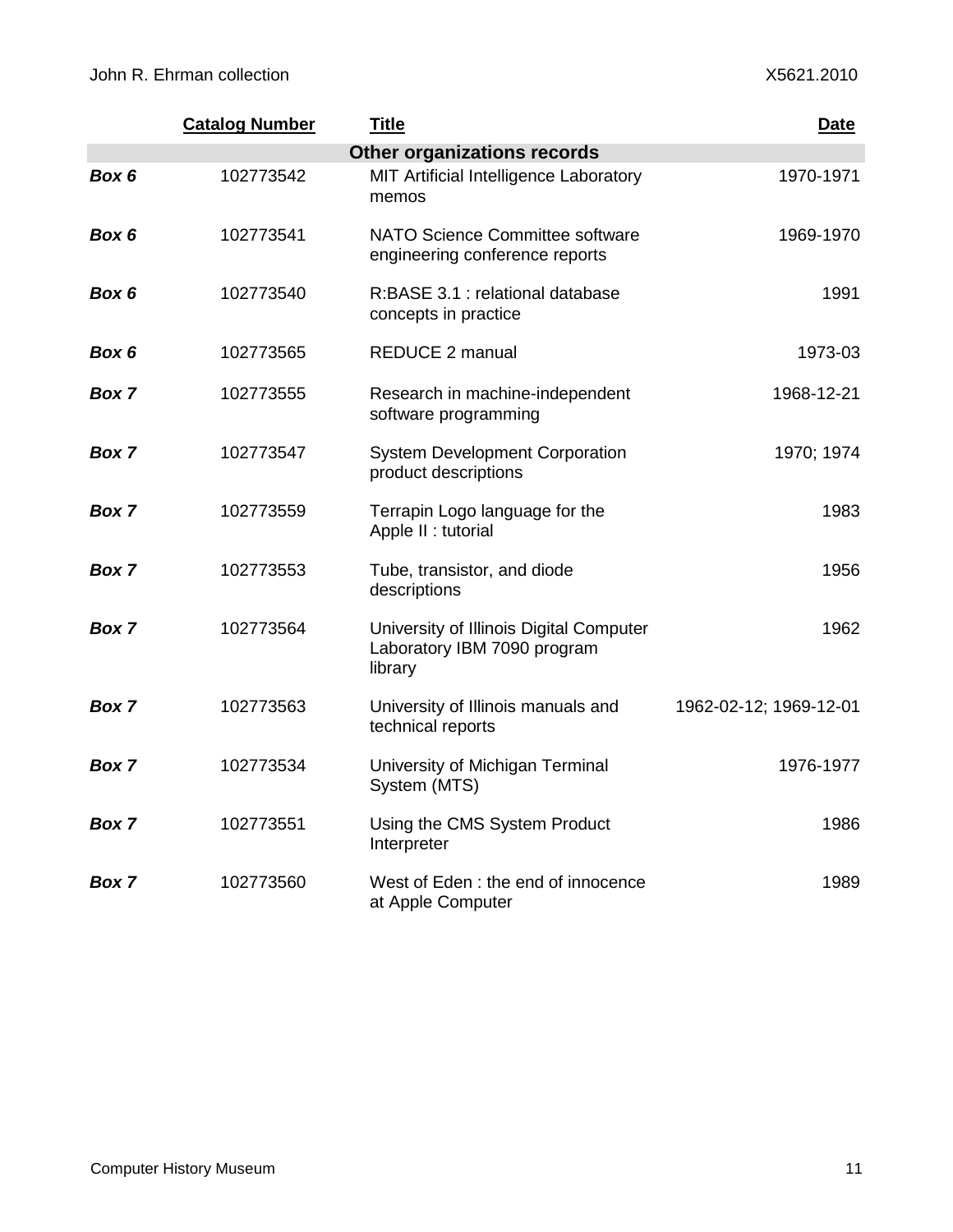| | Catalog Number | Title | Date |
|---|---|---|---|
| | | **Other organizations records** | |
| ***Box 6*** | 102773542 | MIT Artificial Intelligence Laboratory memos | 1970-1971 |
| ***Box 6*** | 102773541 | NATO Science Committee software engineering conference reports | 1969-1970 |
| ***Box 6*** | 102773540 | R:BASE 3.1 : relational database concepts in practice | 1991 |
| ***Box 6*** | 102773565 | REDUCE 2 manual | 1973-03 |
| ***Box 7*** | 102773555 | Research in machine-independent software programming | 1968-12-21 |
| ***Box 7*** | 102773547 | System Development Corporation product descriptions | 1970; 1974 |
| ***Box 7*** | 102773559 | Terrapin Logo language for the Apple II : tutorial | 1983 |
| ***Box 7*** | 102773553 | Tube, transistor, and diode descriptions | 1956 |
| ***Box 7*** | 102773564 | University of Illinois Digital Computer Laboratory IBM 7090 program library | 1962 |
| ***Box 7*** | 102773563 | University of Illinois manuals and technical reports | 1962-02-12; 1969-12-01 |
| ***Box 7*** | 102773534 | University of Michigan Terminal System (MTS) | 1976-1977 |
| ***Box 7*** | 102773551 | Using the CMS System Product Interpreter | 1986 |
| ***Box 7*** | 102773560 | West of Eden : the end of innocence at Apple Computer | 1989 |